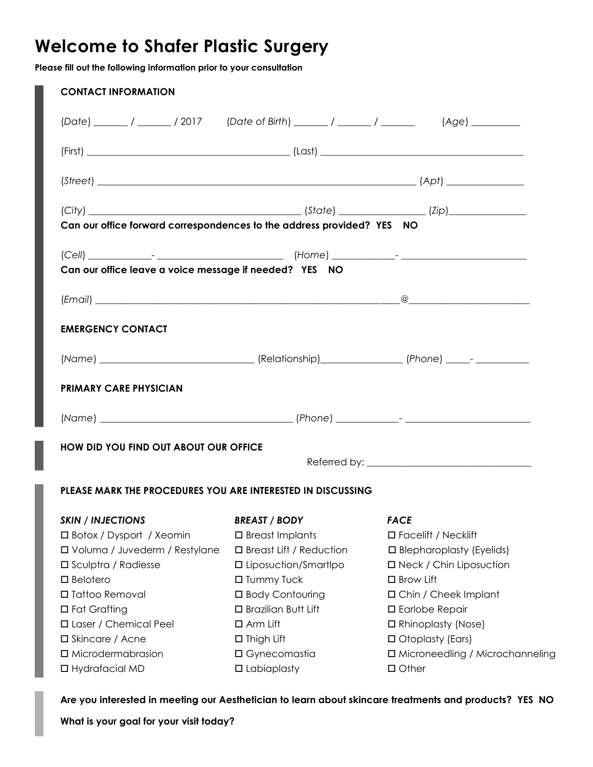# Welcome to Shafer Plastic Surgery

**Please fill out the following information prior to your consultation**

**CONTACT INFORMATION**

(*Date*) _______ / _______ / 2017 (*Date of Birth*) _______ / _______ / _______ (*Age*) __________

(First) ________________________________________ (Last) ________________________________________

(*Street*) ________________________________________________________________ (*Apt*) ________________

(*City*) ___________________________________________ (*State*) _________________ (*Zip*)________________

**Can our office forward correspondences to the address provided? YES NO**

(*Cell*) ____________- _________________________ (*Home*) ____________- _________________________

**Can our office leave a voice message if needed? YES NO**

(*Email*) ____________________________________________________________@________________________

**EMERGENCY CONTACT**

(*Name*) _______________________________ (Relationship)________________ (*Phone*) _____- ___________

**PRIMARY CARE PHYSICIAN**

(*Name*) _______________________________________ (*Phone*) ____________- _________________________

**HOW DID YOU FIND OUT ABOUT OUR OFFICE**

Referred by: __________________________________

**PLEASE MARK THE PROCEDURES YOU ARE INTERESTED IN DISCUSSING**

***SKIN / INJECTIONS***

- ☐ Botox / Dysport / Xeomin
- ☐ Voluma / Juvederm / Restylane
- ☐ Sculptra / Radiesse
- ☐ Belotero
- ☐ Tattoo Removal
- ☐ Fat Grafting
- ☐ Laser / Chemical Peel
- ☐ Skincare / Acne
- ☐ Microdermabrasion
- ☐ Hydrafacial MD

***BREAST / BODY***

- ☐ Breast Implants
- ☐ Breast Lift / Reduction
- ☐ Liposuction/Smartlpo
- ☐ Tummy Tuck
- ☐ Body Contouring
- ☐ Brazilian Butt Lift
- ☐ Arm Lift
- ☐ Thigh Lift
- ☐ Gynecomastia
- ☐ Labiaplasty

***FACE***

- ☐ Facelift / Necklift
- ☐ Blepharoplasty (Eyelids)
- ☐ Neck / Chin Liposuction
- ☐ Brow Lift
- ☐ Chin / Cheek Implant
- ☐ Earlobe Repair
- ☐ Rhinoplasty (Nose)
- ☐ Otoplasty (Ears)
- ☐ Microneedling / Microchanneling
- ☐ Other

**Are you interested in meeting our Aesthetician to learn about skincare treatments and products? YES NO**

**What is your goal for your visit today?**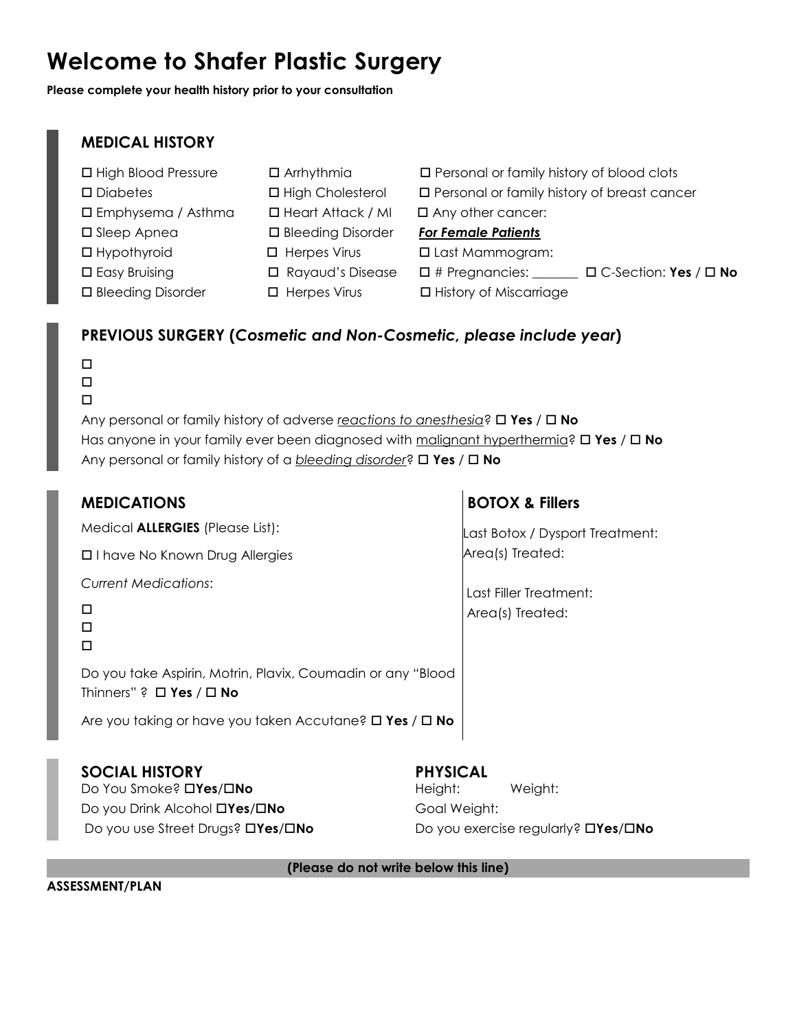# Welcome to Shafer Plastic Surgery

**Please complete your health history prior to your consultation**

## MEDICAL HISTORY

- ☐ High Blood Pressure
- ☐ Diabetes
- ☐ Emphysema / Asthma
- ☐ Sleep Apnea
- ☐ Hypothyroid
- ☐ Easy Bruising
- ☐ Bleeding Disorder
- ☐ Arrhythmia
- ☐ High Cholesterol
- ☐ Heart Attack / MI
- ☐ Bleeding Disorder
- ☐ Herpes Virus
- ☐ Rayaud's Disease
- ☐ Herpes Virus
- ☐ Personal or family history of blood clots
- ☐ Personal or family history of breast cancer
- ☐ Any other cancer:

***For Female Patients***

- ☐ Last Mammogram:
- ☐ # Pregnancies: _______ ☐ C-Section: **Yes** / ☐ **No**
- ☐ History of Miscarriage

## PREVIOUS SURGERY (*Cosmetic and Non-Cosmetic, please include year*)

- ☐
- ☐
- ☐

Any personal or family history of adverse *reactions to anesthesia*? ☐ **Yes** / ☐ **No**

Has anyone in your family ever been diagnosed with malignant hyperthermia? ☐ **Yes** / ☐ **No**

Any personal or family history of a *bleeding disorder*? ☐ **Yes** / ☐ **No**

## MEDICATIONS

Medical **ALLERGIES** (Please List):

☐ I have No Known Drug Allergies

*Current Medications*:

- ☐
- ☐
- ☐

Do you take Aspirin, Motrin, Plavix, Coumadin or any "Blood Thinners" ? ☐ **Yes** / ☐ **No**

Are you taking or have you taken Accutane? ☐ **Yes** / ☐ **No**

## BOTOX & Fillers

Last Botox / Dysport Treatment:

Area(s) Treated:

Last Filler Treatment:

Area(s) Treated:

## SOCIAL HISTORY

Do You Smoke? ☐**Yes**/☐**No**

Do you Drink Alcohol ☐**Yes**/☐**No**

Do you use Street Drugs? ☐**Yes**/☐**No**

## PHYSICAL

Height: Weight:

Goal Weight:

Do you exercise regularly? ☐**Yes**/☐**No**

**(Please do not write below this line)**

**ASSESSMENT/PLAN**